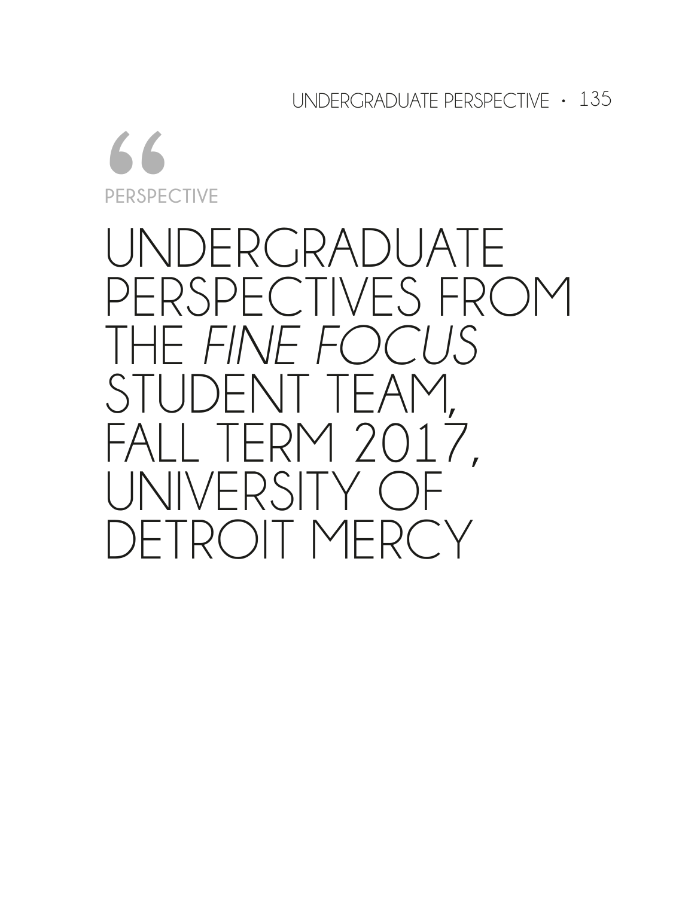PERSPECTIVE

# UNDERGRADUATE PERSPECTIVES FROM THE *FINE FOCUS* STUDENT TEAM, FALL TERM 2017, UNIVERSITY OF DETROIT MERCY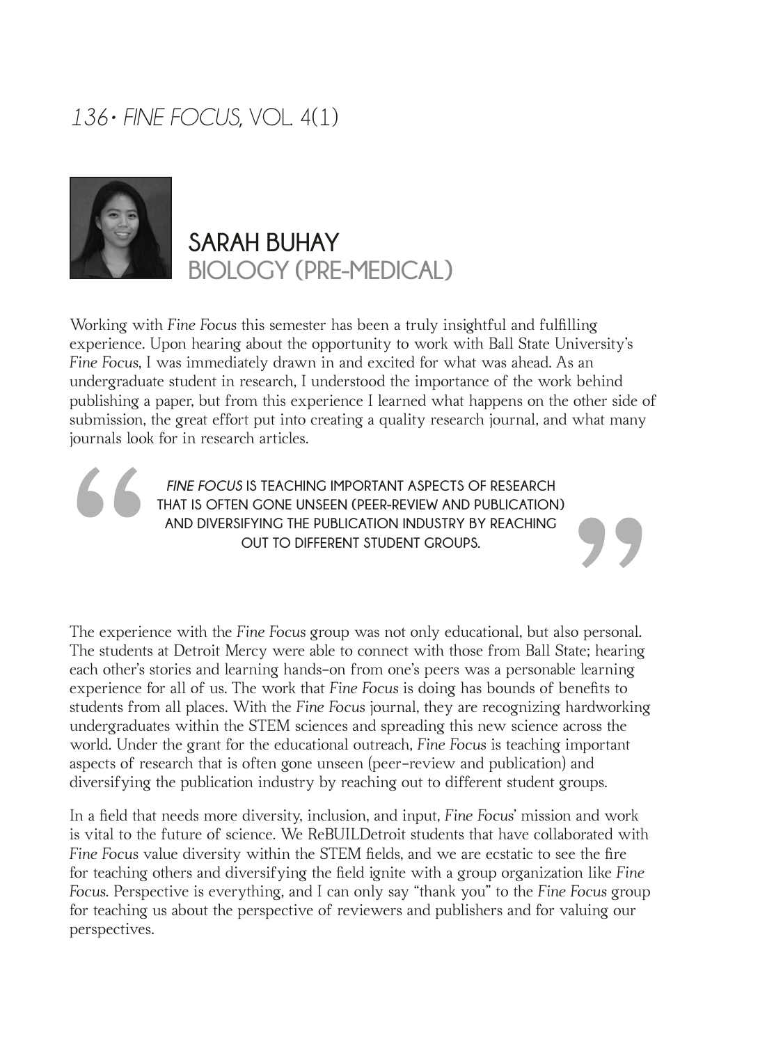## SARAH BUHAY
### BIOLOGY (PRE-MEDICAL)

Working with *Fine Focus* this semester has been a truly insightful and fulfilling experience. Upon hearing about the opportunity to work with Ball State University's *Fine Focus*, I was immediately drawn in and excited for what was ahead. As an undergraduate student in research, I understood the importance of the work behind publishing a paper, but from this experience I learned what happens on the other side of submission, the great effort put into creating a quality research journal, and what many journals look for in research articles.

> *FINE FOCUS* IS TEACHING IMPORTANT ASPECTS OF RESEARCH THAT IS OFTEN GONE UNSEEN (PEER-REVIEW AND PUBLICATION) AND DIVERSIFYING THE PUBLICATION INDUSTRY BY REACHING OUT TO DIFFERENT STUDENT GROUPS.

The experience with the *Fine Focus* group was not only educational, but also personal. The students at Detroit Mercy were able to connect with those from Ball State; hearing each other's stories and learning hands-on from one's peers was a personable learning experience for all of us. The work that *Fine Focus* is doing has bounds of benefits to students from all places. With the *Fine Focus* journal, they are recognizing hardworking undergraduates within the STEM sciences and spreading this new science across the world. Under the grant for the educational outreach, *Fine Focus* is teaching important aspects of research that is often gone unseen (peer-review and publication) and diversifying the publication industry by reaching out to different student groups.

In a field that needs more diversity, inclusion, and input, *Fine Focus*' mission and work is vital to the future of science. We ReBUILDetroit students that have collaborated with *Fine Focus* value diversity within the STEM fields, and we are ecstatic to see the fire for teaching others and diversifying the field ignite with a group organization like *Fine Focus*. Perspective is everything, and I can only say "thank you" to the *Fine Focus* group for teaching us about the perspective of reviewers and publishers and for valuing our perspectives.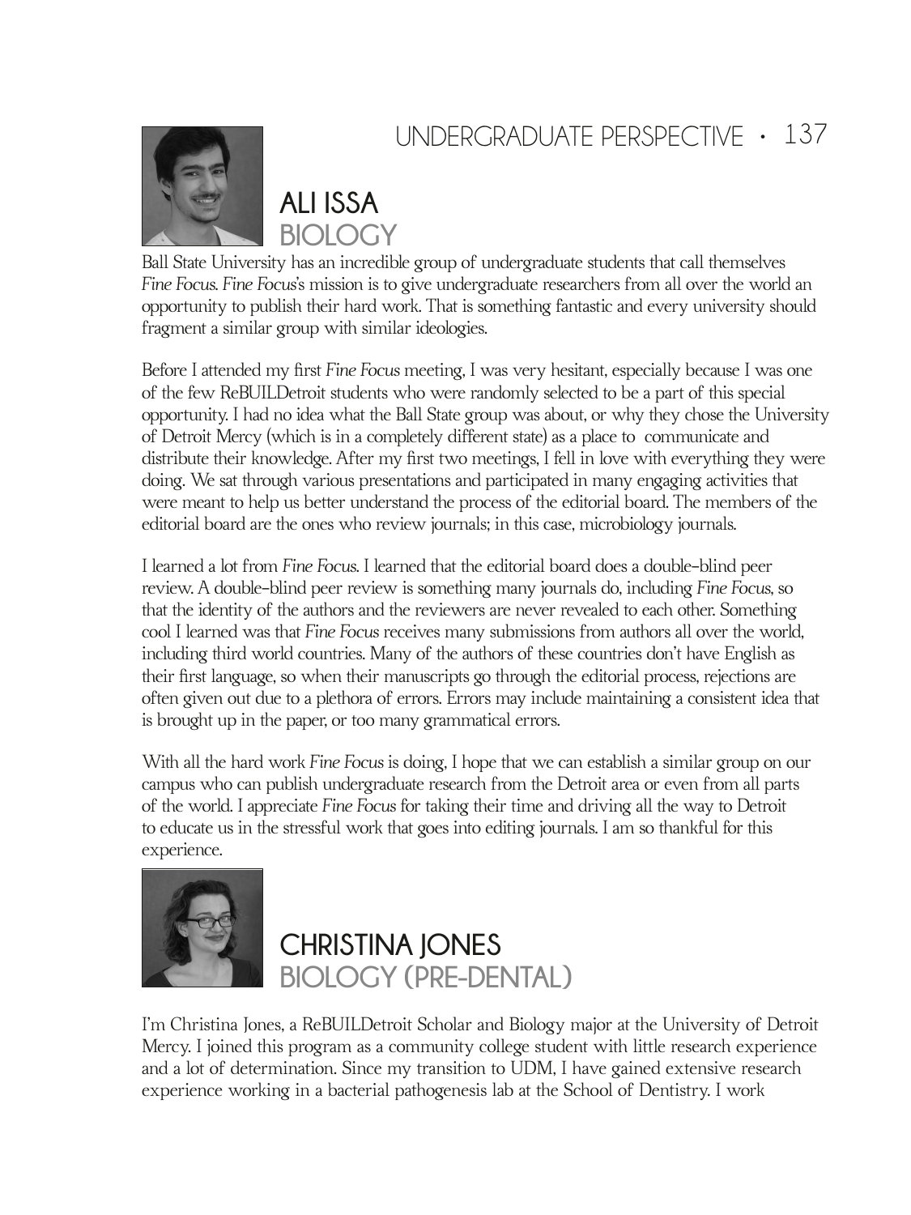## ALI ISSA
### BIOLOGY

Ball State University has an incredible group of undergraduate students that call themselves *Fine Focus*. *Fine Focus*'s mission is to give undergraduate researchers from all over the world an opportunity to publish their hard work. That is something fantastic and every university should fragment a similar group with similar ideologies.

Before I attended my first *Fine Focus* meeting, I was very hesitant, especially because I was one of the few ReBUILDetroit students who were randomly selected to be a part of this special opportunity. I had no idea what the Ball State group was about, or why they chose the University of Detroit Mercy (which is in a completely different state) as a place to communicate and distribute their knowledge. After my first two meetings, I fell in love with everything they were doing. We sat through various presentations and participated in many engaging activities that were meant to help us better understand the process of the editorial board. The members of the editorial board are the ones who review journals; in this case, microbiology journals.

I learned a lot from *Fine Focus*. I learned that the editorial board does a double-blind peer review. A double-blind peer review is something many journals do, including *Fine Focus*, so that the identity of the authors and the reviewers are never revealed to each other. Something cool I learned was that *Fine Focus* receives many submissions from authors all over the world, including third world countries. Many of the authors of these countries don't have English as their first language, so when their manuscripts go through the editorial process, rejections are often given out due to a plethora of errors. Errors may include maintaining a consistent idea that is brought up in the paper, or too many grammatical errors.

With all the hard work *Fine Focus* is doing, I hope that we can establish a similar group on our campus who can publish undergraduate research from the Detroit area or even from all parts of the world. I appreciate *Fine Focus* for taking their time and driving all the way to Detroit to educate us in the stressful work that goes into editing journals. I am so thankful for this experience.

## CHRISTINA JONES
### BIOLOGY (PRE-DENTAL)

I'm Christina Jones, a ReBUILDetroit Scholar and Biology major at the University of Detroit Mercy. I joined this program as a community college student with little research experience and a lot of determination. Since my transition to UDM, I have gained extensive research experience working in a bacterial pathogenesis lab at the School of Dentistry. I work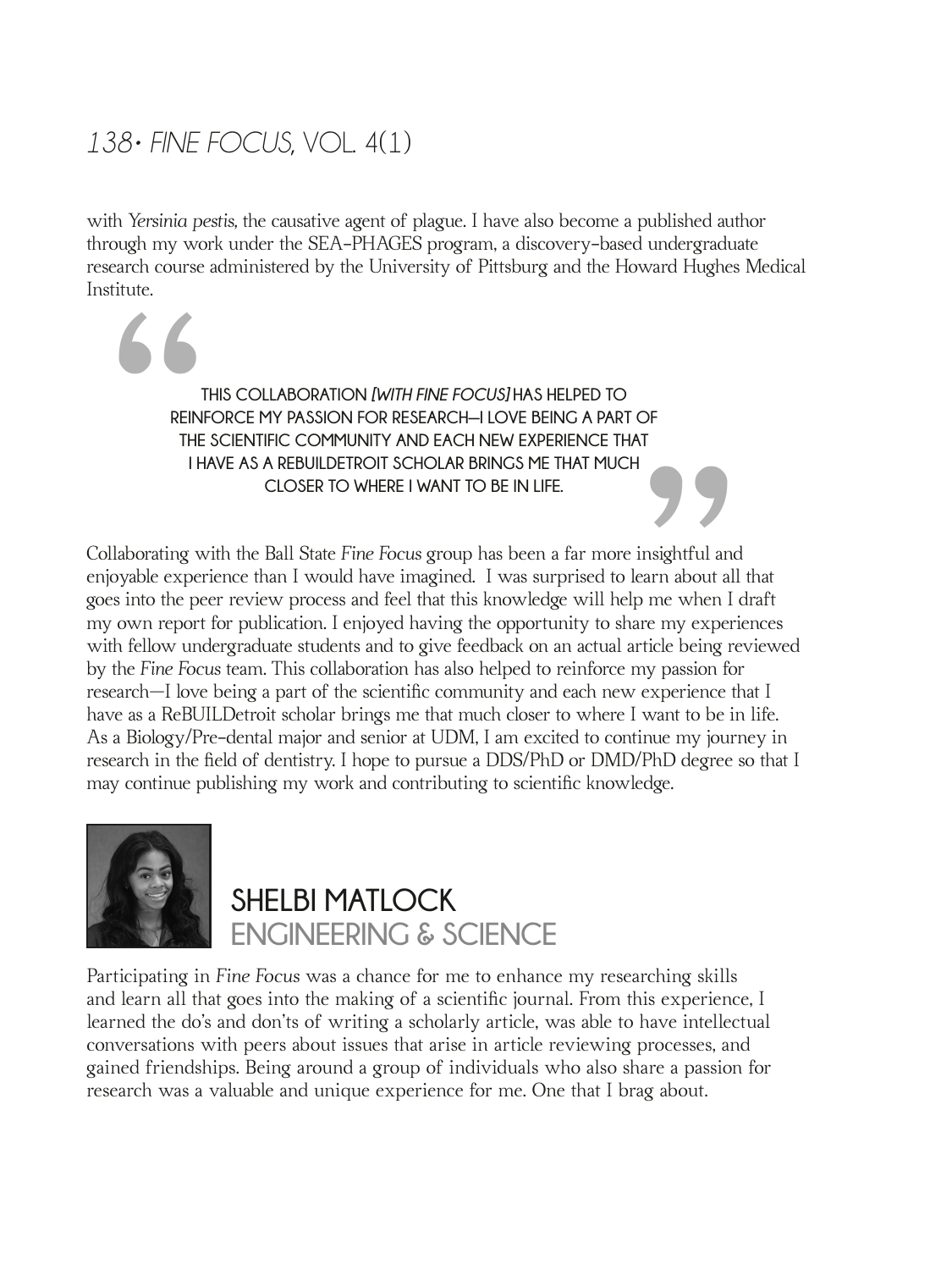with *Yersinia pestis*, the causative agent of plague. I have also become a published author through my work under the SEA-PHAGES program, a discovery-based undergraduate research course administered by the University of Pittsburg and the Howard Hughes Medical Institute.

> THIS COLLABORATION *[WITH FINE FOCUS]* HAS HELPED TO REINFORCE MY PASSION FOR RESEARCH—I LOVE BEING A PART OF THE SCIENTIFIC COMMUNITY AND EACH NEW EXPERIENCE THAT I HAVE AS A REBUILDETROIT SCHOLAR BRINGS ME THAT MUCH CLOSER TO WHERE I WANT TO BE IN LIFE.

Collaborating with the Ball State *Fine Focus* group has been a far more insightful and enjoyable experience than I would have imagined. I was surprised to learn about all that goes into the peer review process and feel that this knowledge will help me when I draft my own report for publication. I enjoyed having the opportunity to share my experiences with fellow undergraduate students and to give feedback on an actual article being reviewed by the *Fine Focus* team. This collaboration has also helped to reinforce my passion for research—I love being a part of the scientific community and each new experience that I have as a ReBUILDetroit scholar brings me that much closer to where I want to be in life. As a Biology/Pre-dental major and senior at UDM, I am excited to continue my journey in research in the field of dentistry. I hope to pursue a DDS/PhD or DMD/PhD degree so that I may continue publishing my work and contributing to scientific knowledge.

## SHELBI MATLOCK
### ENGINEERING & SCIENCE

Participating in *Fine Focus* was a chance for me to enhance my researching skills and learn all that goes into the making of a scientific journal. From this experience, I learned the do's and don'ts of writing a scholarly article, was able to have intellectual conversations with peers about issues that arise in article reviewing processes, and gained friendships. Being around a group of individuals who also share a passion for research was a valuable and unique experience for me. One that I brag about.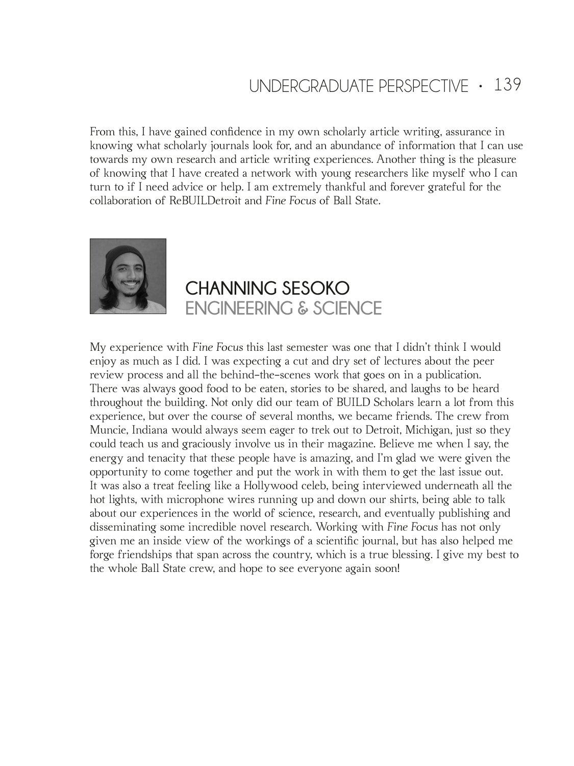From this, I have gained confidence in my own scholarly article writing, assurance in knowing what scholarly journals look for, and an abundance of information that I can use towards my own research and article writing experiences. Another thing is the pleasure of knowing that I have created a network with young researchers like myself who I can turn to if I need advice or help. I am extremely thankful and forever grateful for the collaboration of ReBUILDetroit and *Fine Focus* of Ball State.

## CHANNING SESOKO
### ENGINEERING & SCIENCE

My experience with *Fine Focus* this last semester was one that I didn't think I would enjoy as much as I did. I was expecting a cut and dry set of lectures about the peer review process and all the behind-the-scenes work that goes on in a publication. There was always good food to be eaten, stories to be shared, and laughs to be heard throughout the building. Not only did our team of BUILD Scholars learn a lot from this experience, but over the course of several months, we became friends. The crew from Muncie, Indiana would always seem eager to trek out to Detroit, Michigan, just so they could teach us and graciously involve us in their magazine. Believe me when I say, the energy and tenacity that these people have is amazing, and I'm glad we were given the opportunity to come together and put the work in with them to get the last issue out. It was also a treat feeling like a Hollywood celeb, being interviewed underneath all the hot lights, with microphone wires running up and down our shirts, being able to talk about our experiences in the world of science, research, and eventually publishing and disseminating some incredible novel research. Working with *Fine Focus* has not only given me an inside view of the workings of a scientific journal, but has also helped me forge friendships that span across the country, which is a true blessing. I give my best to the whole Ball State crew, and hope to see everyone again soon!